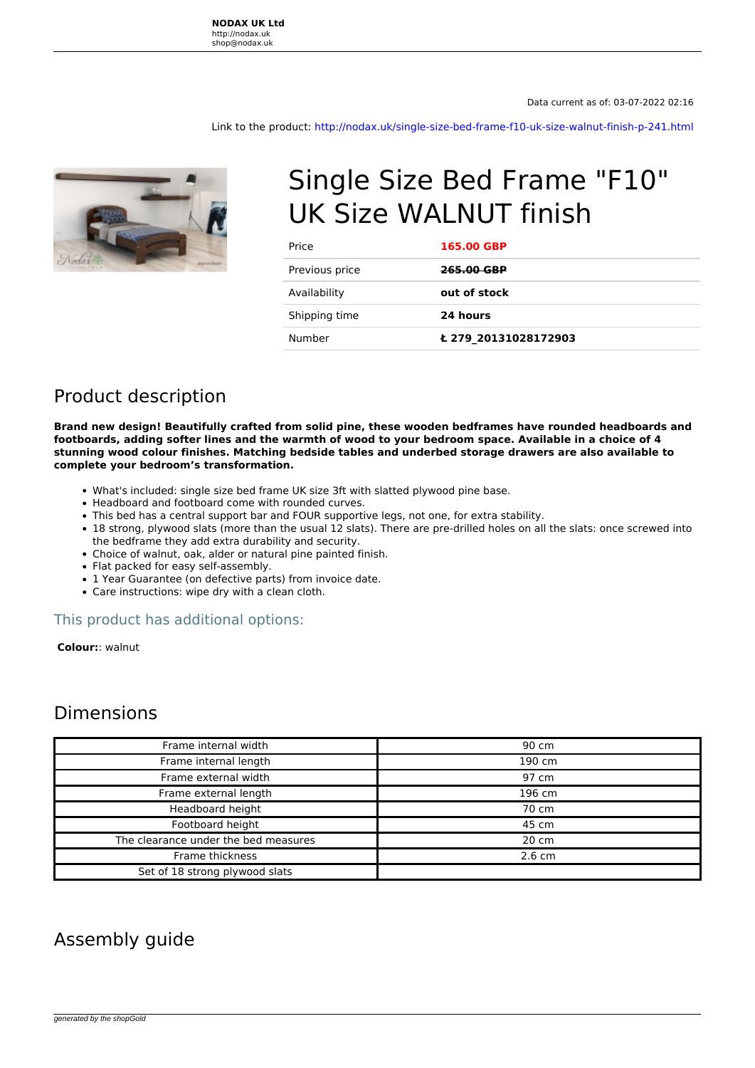**NODAX UK Ltd**
http://nodax.uk
shop@nodax.uk

Data current as of: 03-07-2022 02:16

Link to the product: http://nodax.uk/single-size-bed-frame-f10-uk-size-walnut-finish-p-241.html

# Single Size Bed Frame "F10" UK Size WALNUT finish

| Price | **165.00 GBP** |
|---|---|
| Previous price | **~~265.00 GBP~~** |
| Availability | **out of stock** |
| Shipping time | **24 hours** |
| Number | **ŧ 279_20131028172903** |

## Product description

**Brand new design! Beautifully crafted from solid pine, these wooden bedframes have rounded headboards and footboards, adding softer lines and the warmth of wood to your bedroom space. Available in a choice of 4 stunning wood colour finishes. Matching bedside tables and underbed storage drawers are also available to complete your bedroom's transformation.**

- What's included: single size bed frame UK size 3ft with slatted plywood pine base.
- Headboard and footboard come with rounded curves.
- This bed has a central support bar and FOUR supportive legs, not one, for extra stability.
- 18 strong, plywood slats (more than the usual 12 slats). There are pre-drilled holes on all the slats: once screwed into the bedframe they add extra durability and security.
- Choice of walnut, oak, alder or natural pine painted finish.
- Flat packed for easy self-assembly.
- 1 Year Guarantee (on defective parts) from invoice date.
- Care instructions: wipe dry with a clean cloth.

### This product has additional options:

**Colour:**: walnut

## Dimensions

| Frame internal width | 90 cm |
|---|---|
| Frame internal length | 190 cm |
| Frame external width | 97 cm |
| Frame external length | 196 cm |
| Headboard height | 70 cm |
| Footboard height | 45 cm |
| The clearance under the bed measures | 20 cm |
| Frame thickness | 2.6 cm |
| Set of 18 strong plywood slats | |

## Assembly guide

*generated by the shopGold*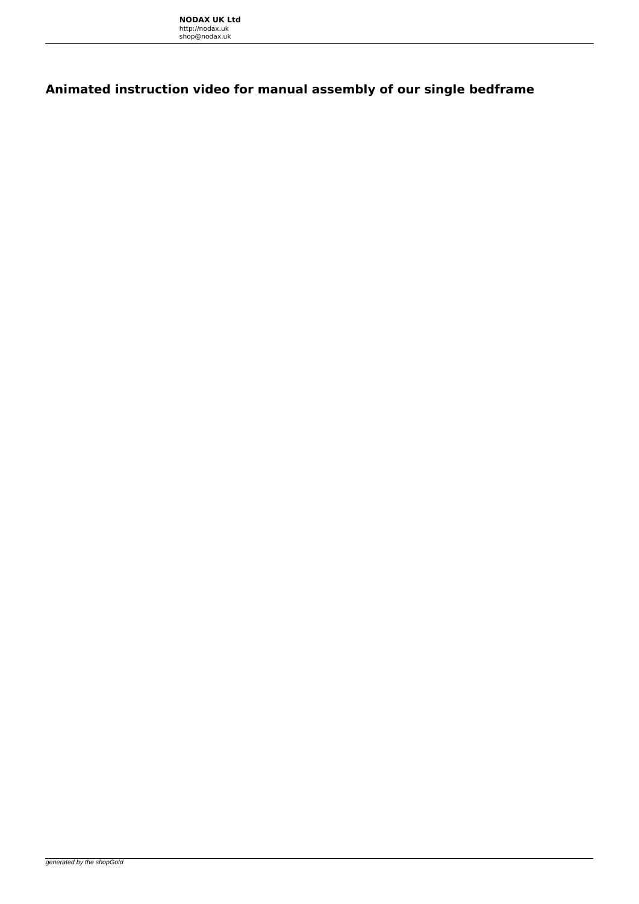## Animated instruction video for manual assembly of our single bedframe